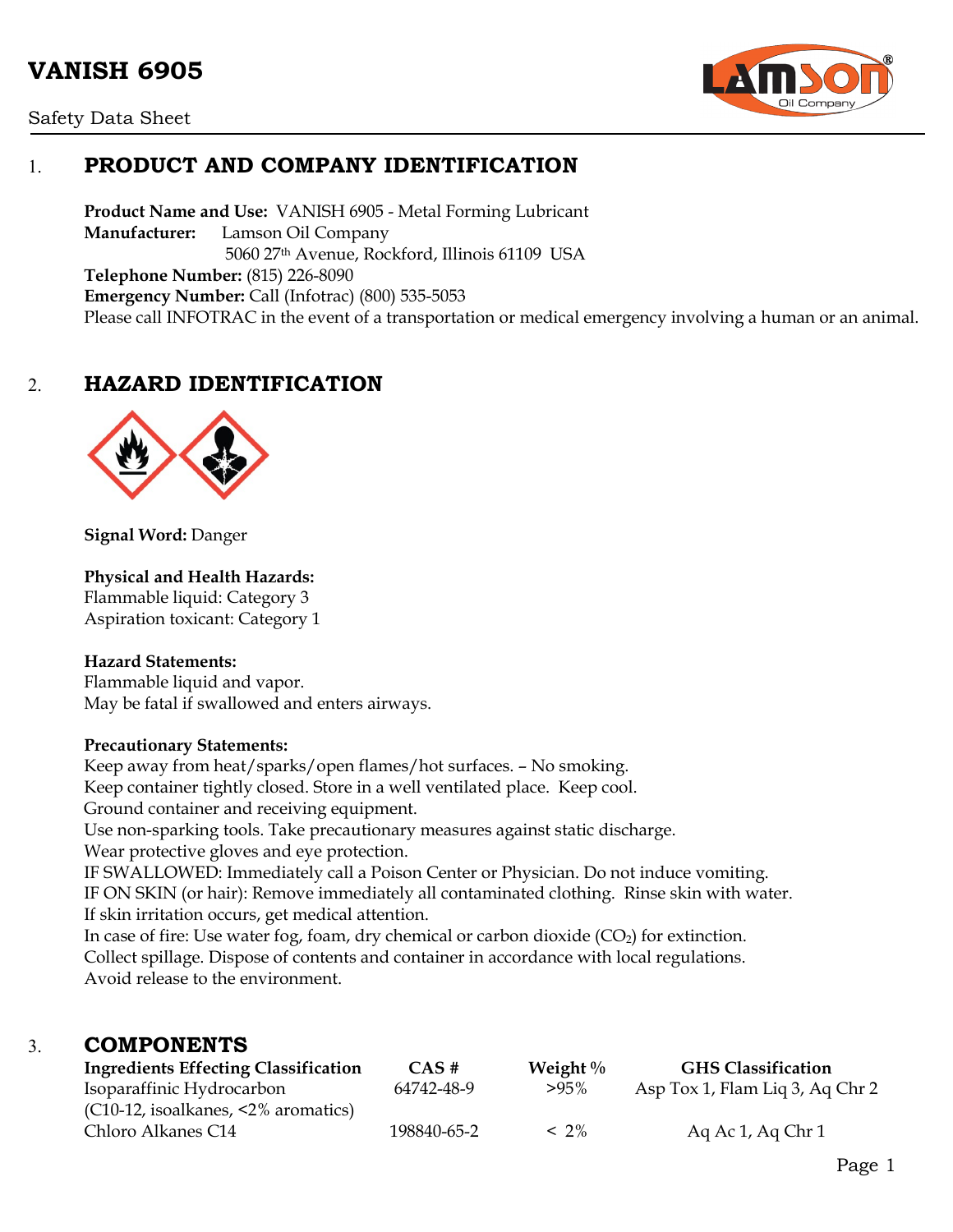# VANISH 6905

Safety Data Sheet

## 1. PRODUCT AND COMPANY IDENTIFICATION

**Product Name and Use:** VANISH 6905 - Metal Forming Lubricant
**Manufacturer:** Lamson Oil Company
5060 27th Avenue, Rockford, Illinois 61109 USA
**Telephone Number:** (815) 226-8090
**Emergency Number:** Call (Infotrac) (800) 535-5053
Please call INFOTRAC in the event of a transportation or medical emergency involving a human or an animal.

## 2. HAZARD IDENTIFICATION

**Signal Word:** Danger

**Physical and Health Hazards:**
Flammable liquid: Category 3
Aspiration toxicant: Category 1

**Hazard Statements:**
Flammable liquid and vapor.
May be fatal if swallowed and enters airways.

**Precautionary Statements:**
Keep away from heat/sparks/open flames/hot surfaces. – No smoking.
Keep container tightly closed. Store in a well ventilated place. Keep cool.
Ground container and receiving equipment.
Use non-sparking tools. Take precautionary measures against static discharge.
Wear protective gloves and eye protection.
IF SWALLOWED: Immediately call a Poison Center or Physician. Do not induce vomiting.
IF ON SKIN (or hair): Remove immediately all contaminated clothing. Rinse skin with water.
If skin irritation occurs, get medical attention.
In case of fire: Use water fog, foam, dry chemical or carbon dioxide ($CO_2$) for extinction.
Collect spillage. Dispose of contents and container in accordance with local regulations.
Avoid release to the environment.

## 3. COMPONENTS

| Ingredients Effecting Classification | CAS # | Weight % | GHS Classification |
|---|---|---|---|
| Isoparaffinic Hydrocarbon (C10-12, isoalkanes, <2% aromatics) | 64742-48-9 | >95% | Asp Tox 1, Flam Liq 3, Aq Chr 2 |
| Chloro Alkanes C14 | 198840-65-2 | < 2% | Aq Ac 1, Aq Chr 1 |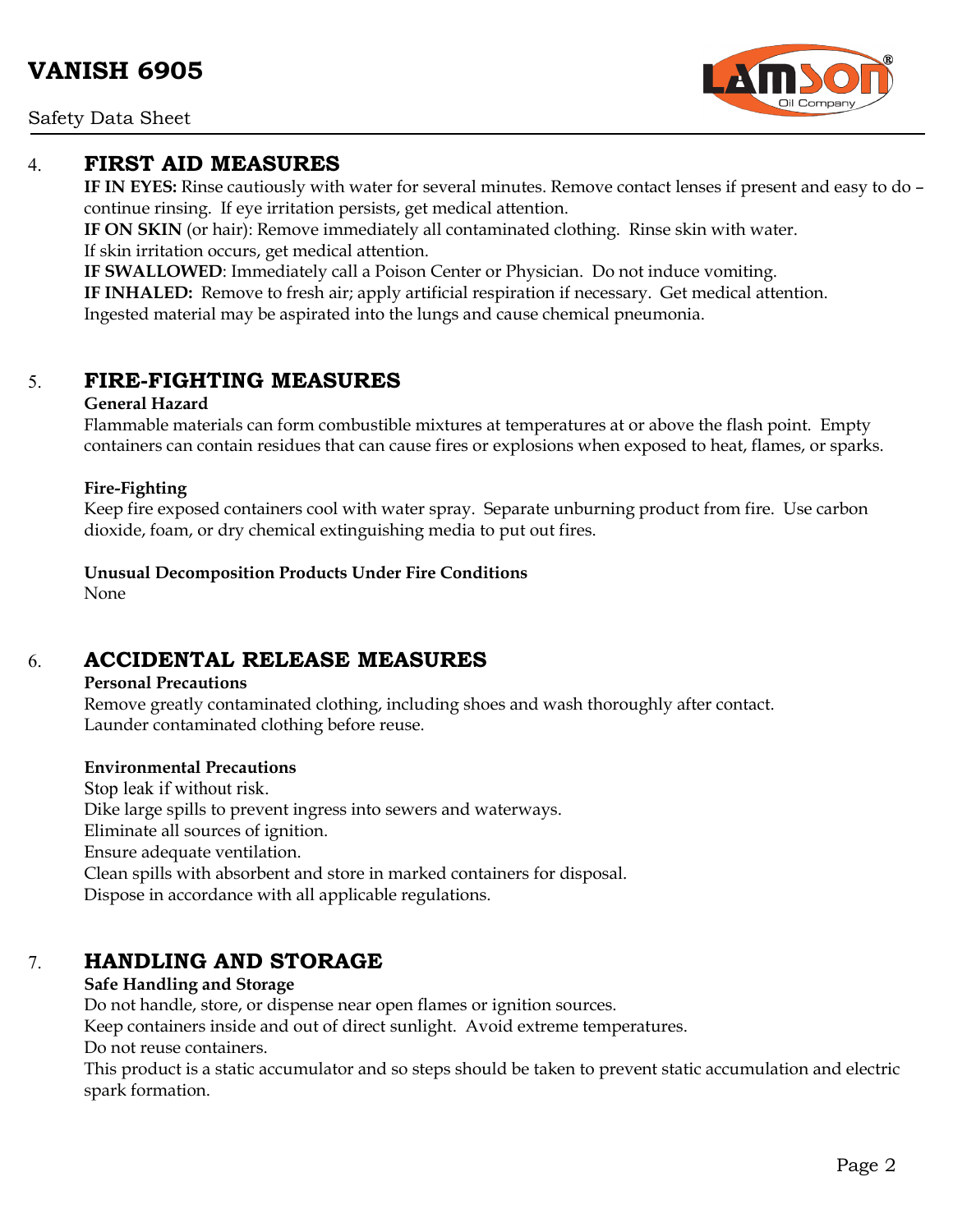## 4. FIRST AID MEASURES

**IF IN EYES:** Rinse cautiously with water for several minutes. Remove contact lenses if present and easy to do – continue rinsing. If eye irritation persists, get medical attention.
**IF ON SKIN** (or hair): Remove immediately all contaminated clothing. Rinse skin with water.
If skin irritation occurs, get medical attention.
**IF SWALLOWED**: Immediately call a Poison Center or Physician. Do not induce vomiting.
**IF INHALED:** Remove to fresh air; apply artificial respiration if necessary. Get medical attention.
Ingested material may be aspirated into the lungs and cause chemical pneumonia.

## 5. FIRE-FIGHTING MEASURES

**General Hazard**

Flammable materials can form combustible mixtures at temperatures at or above the flash point. Empty containers can contain residues that can cause fires or explosions when exposed to heat, flames, or sparks.

**Fire-Fighting**

Keep fire exposed containers cool with water spray. Separate unburning product from fire. Use carbon dioxide, foam, or dry chemical extinguishing media to put out fires.

**Unusual Decomposition Products Under Fire Conditions**

None

## 6. ACCIDENTAL RELEASE MEASURES

**Personal Precautions**

Remove greatly contaminated clothing, including shoes and wash thoroughly after contact.
Launder contaminated clothing before reuse.

**Environmental Precautions**

Stop leak if without risk.
Dike large spills to prevent ingress into sewers and waterways.
Eliminate all sources of ignition.
Ensure adequate ventilation.
Clean spills with absorbent and store in marked containers for disposal.
Dispose in accordance with all applicable regulations.

## 7. HANDLING AND STORAGE

**Safe Handling and Storage**

Do not handle, store, or dispense near open flames or ignition sources.
Keep containers inside and out of direct sunlight. Avoid extreme temperatures.
Do not reuse containers.
This product is a static accumulator and so steps should be taken to prevent static accumulation and electric spark formation.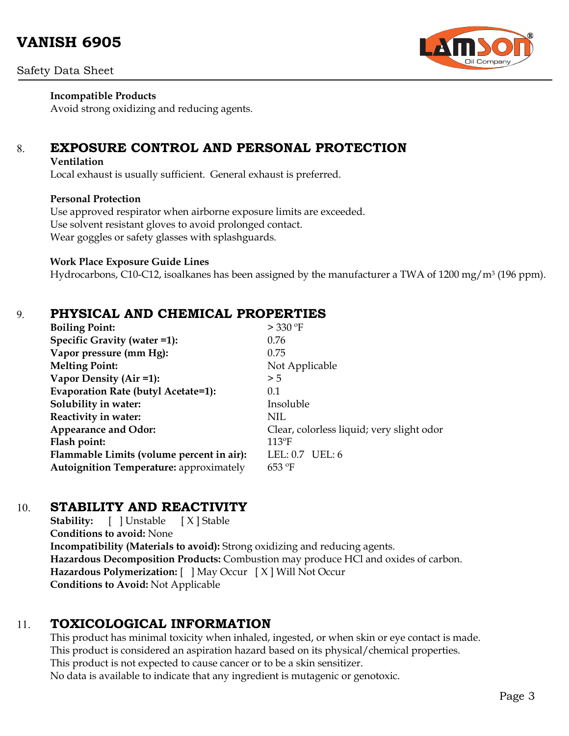**Incompatible Products**

Avoid strong oxidizing and reducing agents.

## 8. EXPOSURE CONTROL AND PERSONAL PROTECTION

**Ventilation**

Local exhaust is usually sufficient. General exhaust is preferred.

**Personal Protection**

Use approved respirator when airborne exposure limits are exceeded.
Use solvent resistant gloves to avoid prolonged contact.
Wear goggles or safety glasses with splashguards.

**Work Place Exposure Guide Lines**

Hydrocarbons, C10-C12, isoalkanes has been assigned by the manufacturer a TWA of 1200 mg/m$^3$ (196 ppm).

## 9. PHYSICAL AND CHEMICAL PROPERTIES

| | |
|---|---|
| **Boiling Point:** | > 330 ºF |
| **Specific Gravity (water =1):** | 0.76 |
| **Vapor pressure (mm Hg):** | 0.75 |
| **Melting Point:** | Not Applicable |
| **Vapor Density (Air =1):** | > 5 |
| **Evaporation Rate (butyl Acetate=1):** | 0.1 |
| **Solubility in water:** | Insoluble |
| **Reactivity in water:** | NIL |
| **Appearance and Odor:** | Clear, colorless liquid; very slight odor |
| **Flash point:** | 113ºF |
| **Flammable Limits (volume percent in air):** | LEL: 0.7 UEL: 6 |
| **Autoignition Temperature:** approximately | 653 ºF |

## 10. STABILITY AND REACTIVITY

**Stability:** [ ] Unstable [ X ] Stable
**Conditions to avoid:** None
**Incompatibility (Materials to avoid):** Strong oxidizing and reducing agents.
**Hazardous Decomposition Products:** Combustion may produce HCl and oxides of carbon.
**Hazardous Polymerization:** [ ] May Occur [ X ] Will Not Occur
**Conditions to Avoid:** Not Applicable

## 11. TOXICOLOGICAL INFORMATION

This product has minimal toxicity when inhaled, ingested, or when skin or eye contact is made.
This product is considered an aspiration hazard based on its physical/chemical properties.
This product is not expected to cause cancer or to be a skin sensitizer.
No data is available to indicate that any ingredient is mutagenic or genotoxic.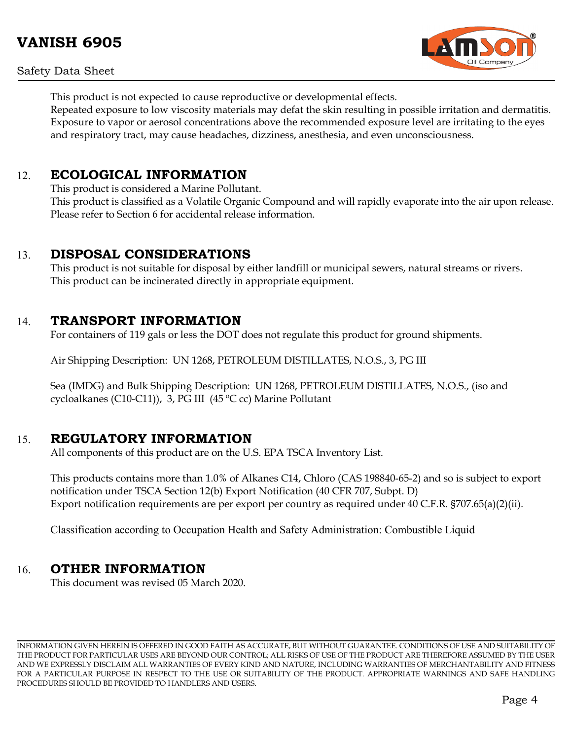This product is not expected to cause reproductive or developmental effects.
Repeated exposure to low viscosity materials may defat the skin resulting in possible irritation and dermatitis.
Exposure to vapor or aerosol concentrations above the recommended exposure level are irritating to the eyes and respiratory tract, may cause headaches, dizziness, anesthesia, and even unconsciousness.

## 12. ECOLOGICAL INFORMATION

This product is considered a Marine Pollutant.
This product is classified as a Volatile Organic Compound and will rapidly evaporate into the air upon release.
Please refer to Section 6 for accidental release information.

## 13. DISPOSAL CONSIDERATIONS

This product is not suitable for disposal by either landfill or municipal sewers, natural streams or rivers.
This product can be incinerated directly in appropriate equipment.

## 14. TRANSPORT INFORMATION

For containers of 119 gals or less the DOT does not regulate this product for ground shipments.

Air Shipping Description: UN 1268, PETROLEUM DISTILLATES, N.O.S., 3, PG III

Sea (IMDG) and Bulk Shipping Description: UN 1268, PETROLEUM DISTILLATES, N.O.S., (iso and cycloalkanes (C10-C11)), 3, PG III (45 ºC cc) Marine Pollutant

## 15. REGULATORY INFORMATION

All components of this product are on the U.S. EPA TSCA Inventory List.

This products contains more than 1.0% of Alkanes C14, Chloro (CAS 198840-65-2) and so is subject to export notification under TSCA Section 12(b) Export Notification (40 CFR 707, Subpt. D)
Export notification requirements are per export per country as required under 40 C.F.R. §707.65(a)(2)(ii).

Classification according to Occupation Health and Safety Administration: Combustible Liquid

## 16. OTHER INFORMATION

This document was revised 05 March 2020.

INFORMATION GIVEN HEREIN IS OFFERED IN GOOD FAITH AS ACCURATE, BUT WITHOUT GUARANTEE. CONDITIONS OF USE AND SUITABILITY OF THE PRODUCT FOR PARTICULAR USES ARE BEYOND OUR CONTROL; ALL RISKS OF USE OF THE PRODUCT ARE THEREFORE ASSUMED BY THE USER AND WE EXPRESSLY DISCLAIM ALL WARRANTIES OF EVERY KIND AND NATURE, INCLUDING WARRANTIES OF MERCHANTABILITY AND FITNESS FOR A PARTICULAR PURPOSE IN RESPECT TO THE USE OR SUITABILITY OF THE PRODUCT. APPROPRIATE WARNINGS AND SAFE HANDLING PROCEDURES SHOULD BE PROVIDED TO HANDLERS AND USERS.